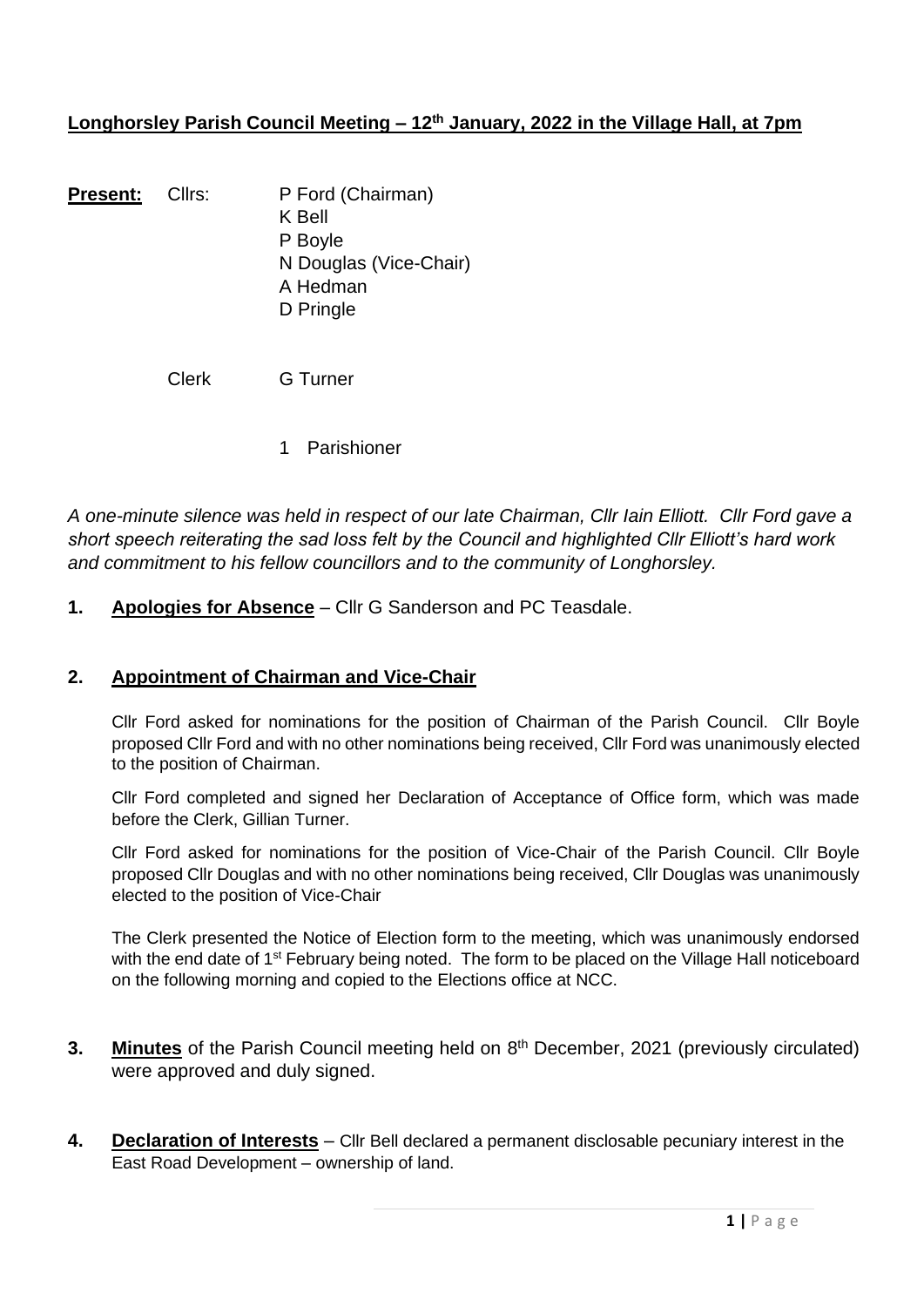**Longhorsley Parish Council Meeting – 12th January, 2022 in the Village Hall, at 7pm**

**Present:** Cllrs: P Ford (Chairman)
K Bell
P Boyle
N Douglas (Vice-Chair)
A Hedman
D Pringle

Clerk G Turner

1 Parishioner

*A one-minute silence was held in respect of our late Chairman, Cllr Iain Elliott. Cllr Ford gave a short speech reiterating the sad loss felt by the Council and highlighted Cllr Elliott's hard work and commitment to his fellow councillors and to the community of Longhorsley.*

**1. Apologies for Absence** – Cllr G Sanderson and PC Teasdale.

**2. Appointment of Chairman and Vice-Chair**

Cllr Ford asked for nominations for the position of Chairman of the Parish Council. Cllr Boyle proposed Cllr Ford and with no other nominations being received, Cllr Ford was unanimously elected to the position of Chairman.

Cllr Ford completed and signed her Declaration of Acceptance of Office form, which was made before the Clerk, Gillian Turner.

Cllr Ford asked for nominations for the position of Vice-Chair of the Parish Council. Cllr Boyle proposed Cllr Douglas and with no other nominations being received, Cllr Douglas was unanimously elected to the position of Vice-Chair

The Clerk presented the Notice of Election form to the meeting, which was unanimously endorsed with the end date of 1st February being noted. The form to be placed on the Village Hall noticeboard on the following morning and copied to the Elections office at NCC.

**3. Minutes** of the Parish Council meeting held on 8th December, 2021 (previously circulated) were approved and duly signed.

**4. Declaration of Interests** – Cllr Bell declared a permanent disclosable pecuniary interest in the East Road Development – ownership of land.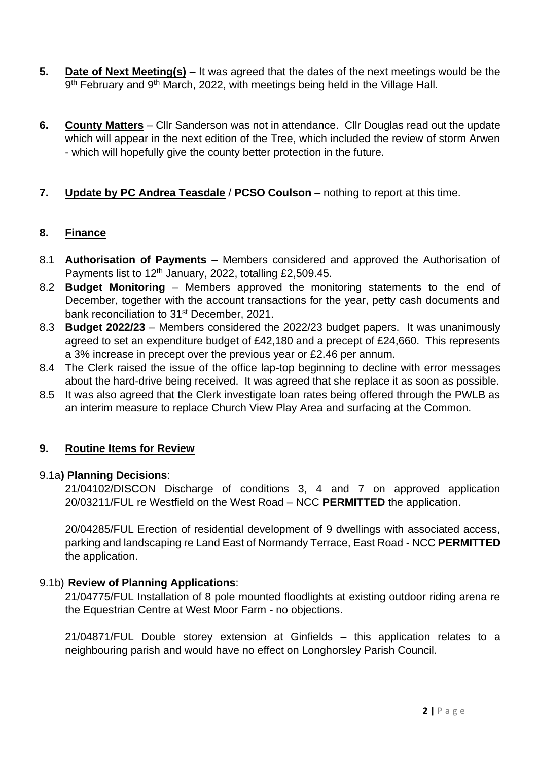**5. Date of Next Meeting(s)** – It was agreed that the dates of the next meetings would be the 9th February and 9th March, 2022, with meetings being held in the Village Hall.

**6. County Matters** – Cllr Sanderson was not in attendance. Cllr Douglas read out the update which will appear in the next edition of the Tree, which included the review of storm Arwen - which will hopefully give the county better protection in the future.

**7. Update by PC Andrea Teasdale / PCSO Coulson** – nothing to report at this time.

**8. Finance**

8.1 **Authorisation of Payments** – Members considered and approved the Authorisation of Payments list to 12th January, 2022, totalling £2,509.45.

8.2 **Budget Monitoring** – Members approved the monitoring statements to the end of December, together with the account transactions for the year, petty cash documents and bank reconciliation to 31st December, 2021.

8.3 **Budget 2022/23** – Members considered the 2022/23 budget papers. It was unanimously agreed to set an expenditure budget of £42,180 and a precept of £24,660. This represents a 3% increase in precept over the previous year or £2.46 per annum.

8.4 The Clerk raised the issue of the office lap-top beginning to decline with error messages about the hard-drive being received. It was agreed that she replace it as soon as possible.

8.5 It was also agreed that the Clerk investigate loan rates being offered through the PWLB as an interim measure to replace Church View Play Area and surfacing at the Common.

**9. Routine Items for Review**

9.1a**) Planning Decisions**:

21/04102/DISCON Discharge of conditions 3, 4 and 7 on approved application 20/03211/FUL re Westfield on the West Road – NCC **PERMITTED** the application.

20/04285/FUL Erection of residential development of 9 dwellings with associated access, parking and landscaping re Land East of Normandy Terrace, East Road - NCC **PERMITTED** the application.

9.1b) **Review of Planning Applications**:

21/04775/FUL Installation of 8 pole mounted floodlights at existing outdoor riding arena re the Equestrian Centre at West Moor Farm - no objections.

21/04871/FUL Double storey extension at Ginfields – this application relates to a neighbouring parish and would have no effect on Longhorsley Parish Council.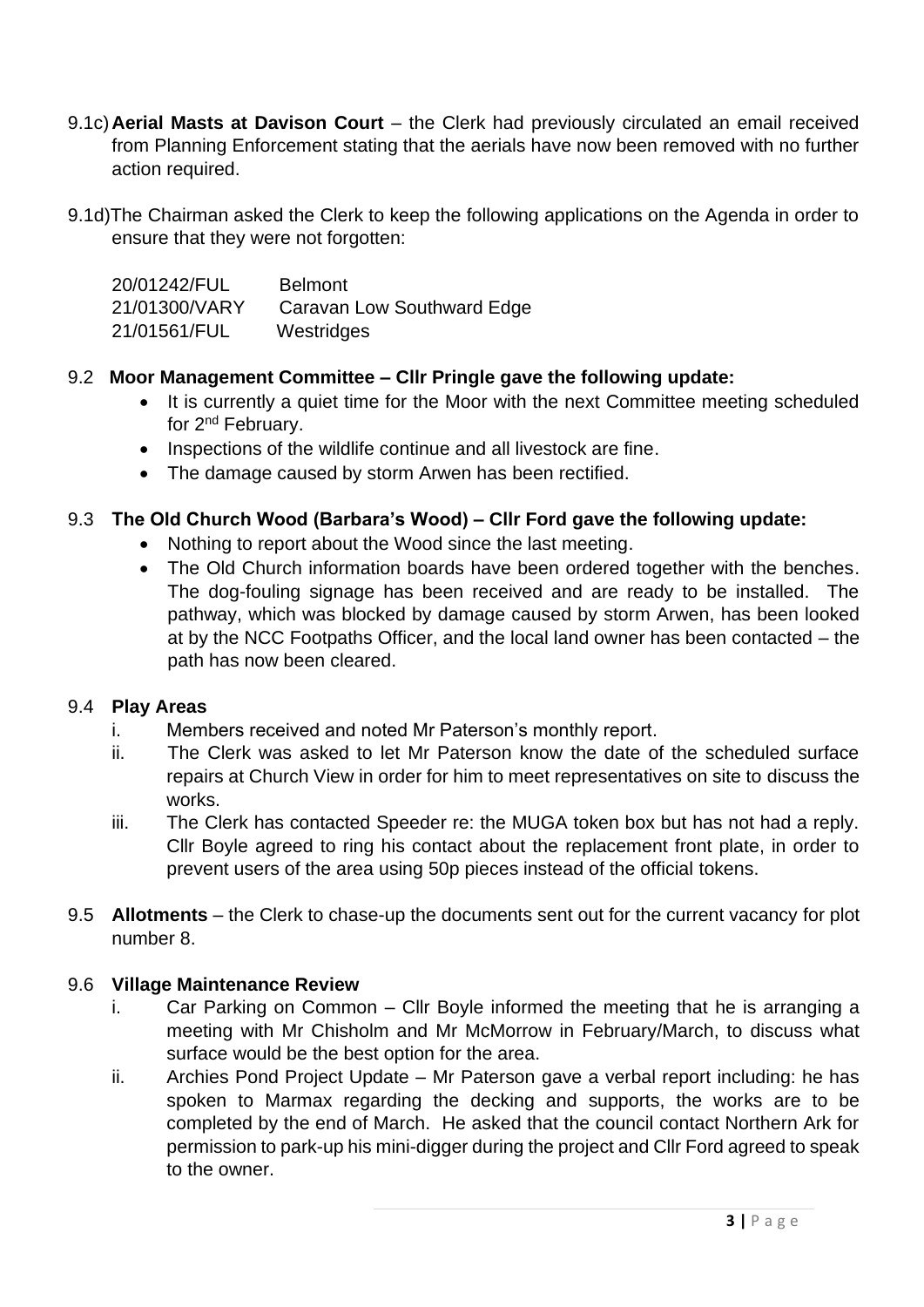9.1c) **Aerial Masts at Davison Court** – the Clerk had previously circulated an email received from Planning Enforcement stating that the aerials have now been removed with no further action required.

9.1d) The Chairman asked the Clerk to keep the following applications on the Agenda in order to ensure that they were not forgotten:

| | |
|---|---|
| 20/01242/FUL | Belmont |
| 21/01300/VARY | Caravan Low Southward Edge |
| 21/01561/FUL | Westridges |

9.2 **Moor Management Committee – Cllr Pringle gave the following update:**

- It is currently a quiet time for the Moor with the next Committee meeting scheduled for 2nd February.
- Inspections of the wildlife continue and all livestock are fine.
- The damage caused by storm Arwen has been rectified.

9.3 **The Old Church Wood (Barbara's Wood) – Cllr Ford gave the following update:**

- Nothing to report about the Wood since the last meeting.
- The Old Church information boards have been ordered together with the benches. The dog-fouling signage has been received and are ready to be installed. The pathway, which was blocked by damage caused by storm Arwen, has been looked at by the NCC Footpaths Officer, and the local land owner has been contacted – the path has now been cleared.

9.4 **Play Areas**

i. Members received and noted Mr Paterson's monthly report.

ii. The Clerk was asked to let Mr Paterson know the date of the scheduled surface repairs at Church View in order for him to meet representatives on site to discuss the works.

iii. The Clerk has contacted Speeder re: the MUGA token box but has not had a reply. Cllr Boyle agreed to ring his contact about the replacement front plate, in order to prevent users of the area using 50p pieces instead of the official tokens.

9.5 **Allotments** – the Clerk to chase-up the documents sent out for the current vacancy for plot number 8.

9.6 **Village Maintenance Review**

i. Car Parking on Common – Cllr Boyle informed the meeting that he is arranging a meeting with Mr Chisholm and Mr McMorrow in February/March, to discuss what surface would be the best option for the area.

ii. Archies Pond Project Update – Mr Paterson gave a verbal report including: he has spoken to Marmax regarding the decking and supports, the works are to be completed by the end of March. He asked that the council contact Northern Ark for permission to park-up his mini-digger during the project and Cllr Ford agreed to speak to the owner.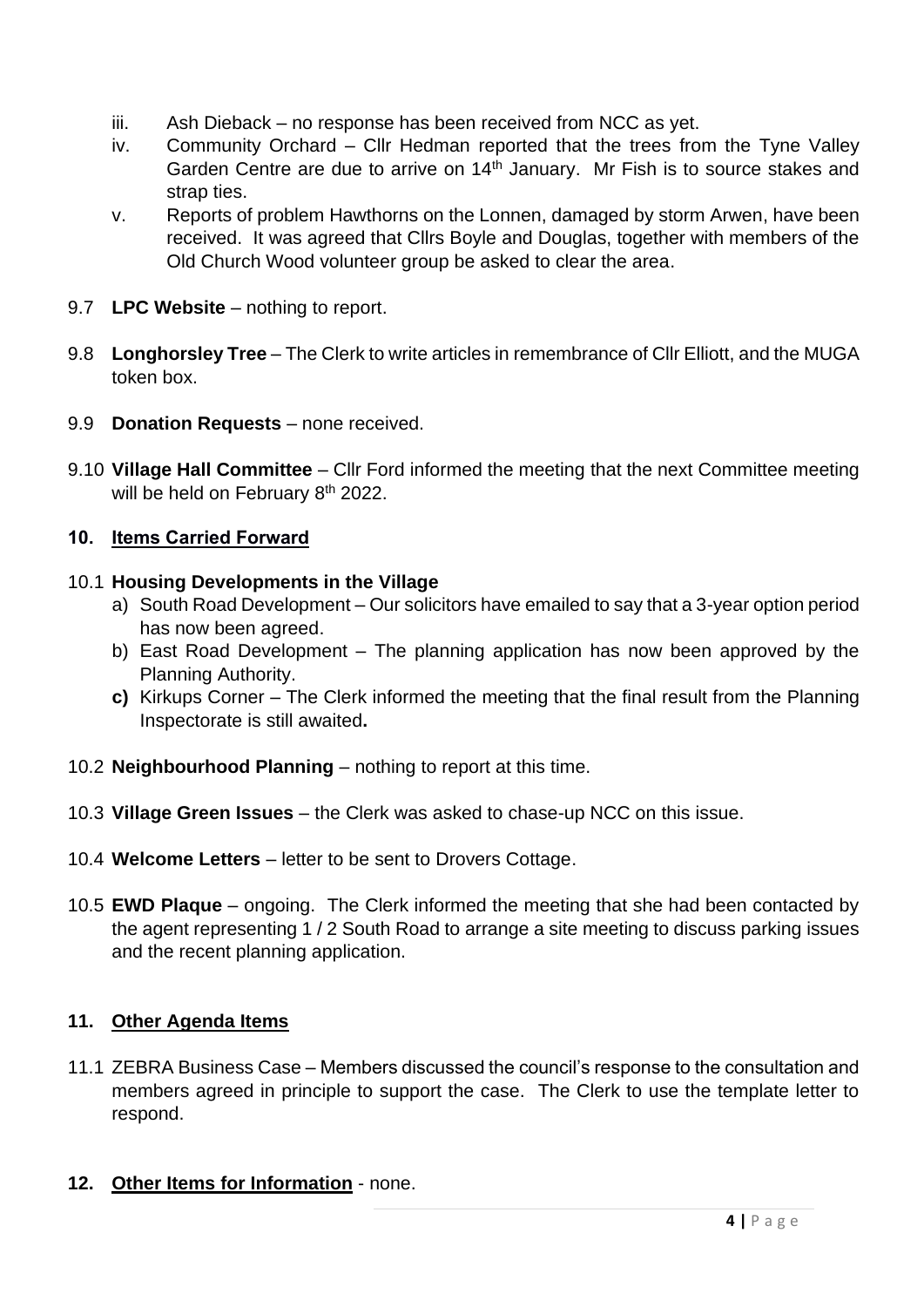iii. Ash Dieback – no response has been received from NCC as yet.
iv. Community Orchard – Cllr Hedman reported that the trees from the Tyne Valley Garden Centre are due to arrive on 14th January. Mr Fish is to source stakes and strap ties.
v. Reports of problem Hawthorns on the Lonnen, damaged by storm Arwen, have been received. It was agreed that Cllrs Boyle and Douglas, together with members of the Old Church Wood volunteer group be asked to clear the area.

9.7 **LPC Website** – nothing to report.

9.8 **Longhorsley Tree** – The Clerk to write articles in remembrance of Cllr Elliott, and the MUGA token box.

9.9 **Donation Requests** – none received.

9.10 **Village Hall Committee** – Cllr Ford informed the meeting that the next Committee meeting will be held on February 8th 2022.

## 10. Items Carried Forward

10.1 **Housing Developments in the Village**

a) South Road Development – Our solicitors have emailed to say that a 3-year option period has now been agreed.
b) East Road Development – The planning application has now been approved by the Planning Authority.
**c)** Kirkups Corner – The Clerk informed the meeting that the final result from the Planning Inspectorate is still awaited**.**

10.2 **Neighbourhood Planning** – nothing to report at this time.

10.3 **Village Green Issues** – the Clerk was asked to chase-up NCC on this issue.

10.4 **Welcome Letters** – letter to be sent to Drovers Cottage.

10.5 **EWD Plaque** – ongoing. The Clerk informed the meeting that she had been contacted by the agent representing 1 / 2 South Road to arrange a site meeting to discuss parking issues and the recent planning application.

## 11. Other Agenda Items

11.1 ZEBRA Business Case – Members discussed the council's response to the consultation and members agreed in principle to support the case. The Clerk to use the template letter to respond.

## 12. Other Items for Information - none.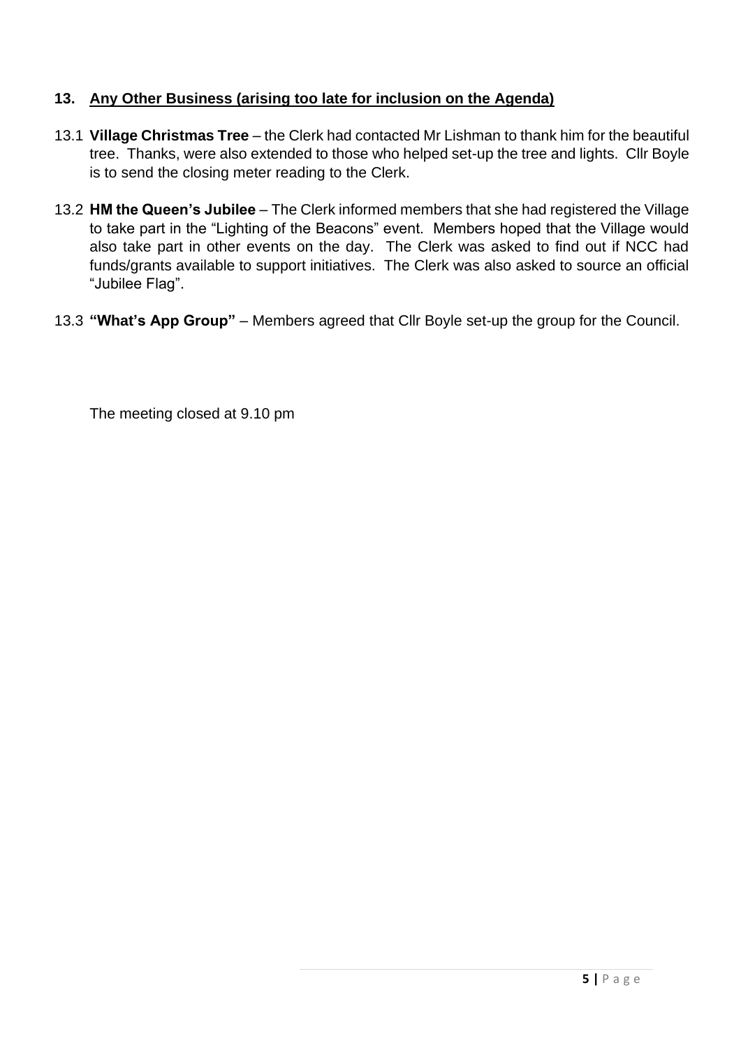## 13. Any Other Business (arising too late for inclusion on the Agenda)

13.1 **Village Christmas Tree** – the Clerk had contacted Mr Lishman to thank him for the beautiful tree. Thanks, were also extended to those who helped set-up the tree and lights. Cllr Boyle is to send the closing meter reading to the Clerk.

13.2 **HM the Queen's Jubilee** – The Clerk informed members that she had registered the Village to take part in the "Lighting of the Beacons" event. Members hoped that the Village would also take part in other events on the day. The Clerk was asked to find out if NCC had funds/grants available to support initiatives. The Clerk was also asked to source an official "Jubilee Flag".

13.3 **"What's App Group"** – Members agreed that Cllr Boyle set-up the group for the Council.

The meeting closed at 9.10 pm